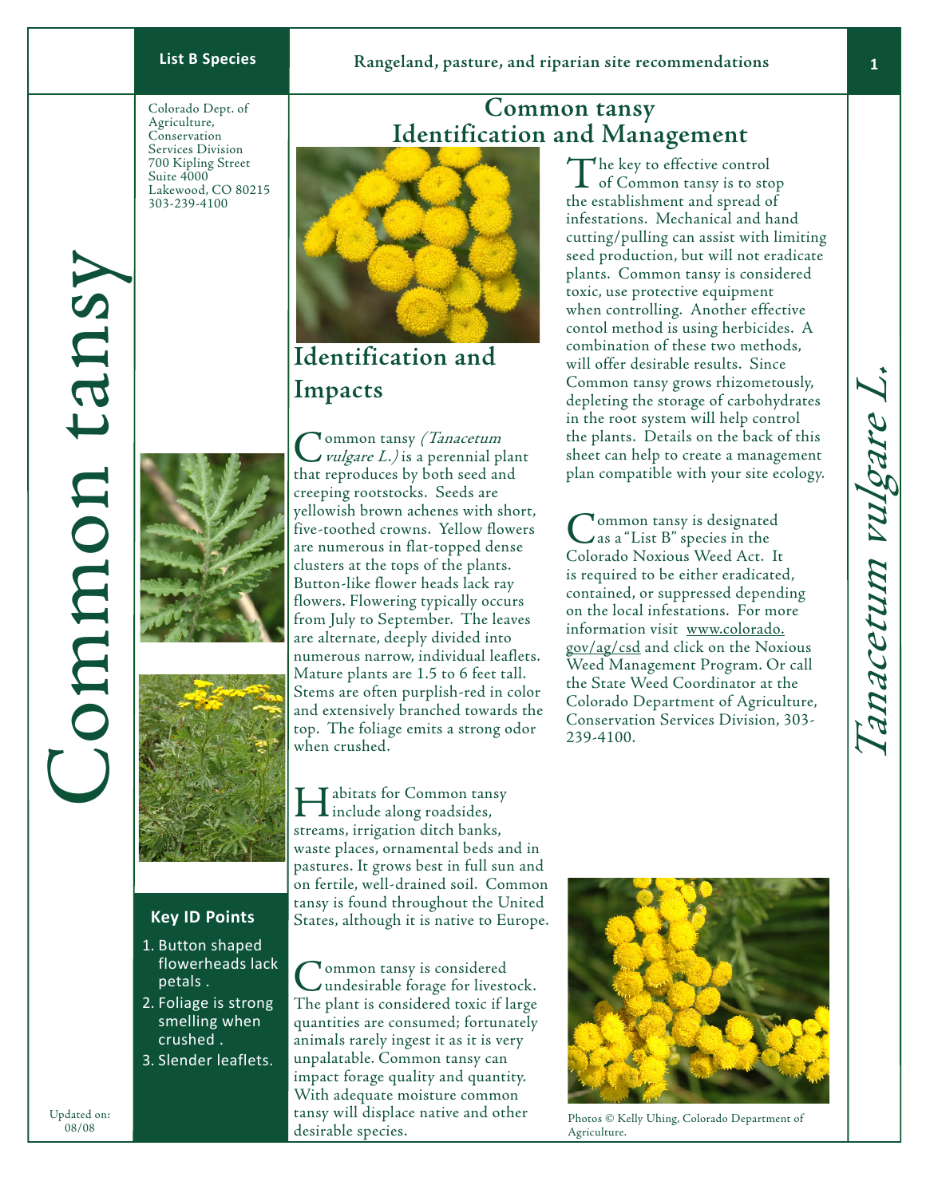**List B Species**

**Rangeland, pasture, and riparian site recommendations**

Colorado Dept. of Agriculture, Conservation Services Division
700 Kipling Street
Suite 4000
Lakewood, CO 80215
303-239-4100

# Common tansy

# Common tansy Identification and Management

*Tanacetum vulgare L.*

## Identification and Impacts

Common tansy *(Tanacetum vulgare L.)* is a perennial plant that reproduces by both seed and creeping rootstocks. Seeds are yellowish brown achenes with short, five-toothed crowns. Yellow flowers are numerous in flat-topped dense clusters at the tops of the plants. Button-like flower heads lack ray flowers. Flowering typically occurs from July to September. The leaves are alternate, deeply divided into numerous narrow, individual leaflets. Mature plants are 1.5 to 6 feet tall. Stems are often purplish-red in color and extensively branched towards the top. The foliage emits a strong odor when crushed.

Habitats for Common tansy include along roadsides, streams, irrigation ditch banks, waste places, ornamental beds and in pastures. It grows best in full sun and on fertile, well-drained soil. Common tansy is found throughout the United States, although it is native to Europe.

Common tansy is considered undesirable forage for livestock. The plant is considered toxic if large quantities are consumed; fortunately animals rarely ingest it as it is very unpalatable. Common tansy can impact forage quality and quantity. With adequate moisture common tansy will displace native and other desirable species.

The key to effective control of Common tansy is to stop the establishment and spread of infestations. Mechanical and hand cutting/pulling can assist with limiting seed production, but will not eradicate plants. Common tansy is considered toxic, use protective equipment when controlling. Another effective contol method is using herbicides. A combination of these two methods, will offer desirable results. Since Common tansy grows rhizometously, depleting the storage of carbohydrates in the root system will help control the plants. Details on the back of this sheet can help to create a management plan compatible with your site ecology.

Common tansy is designated as a "List B" species in the Colorado Noxious Weed Act. It is required to be either eradicated, contained, or suppressed depending on the local infestations. For more information visit www.colorado.gov/ag/csd and click on the Noxious Weed Management Program. Or call the State Weed Coordinator at the Colorado Department of Agriculture, Conservation Services Division, 303-239-4100.

### Key ID Points

1. Button shaped flowerheads lack petals .
2. Foliage is strong smelling when crushed .
3. Slender leaflets.

Photos © Kelly Uhing, Colorado Department of Agriculture.

Updated on: 08/08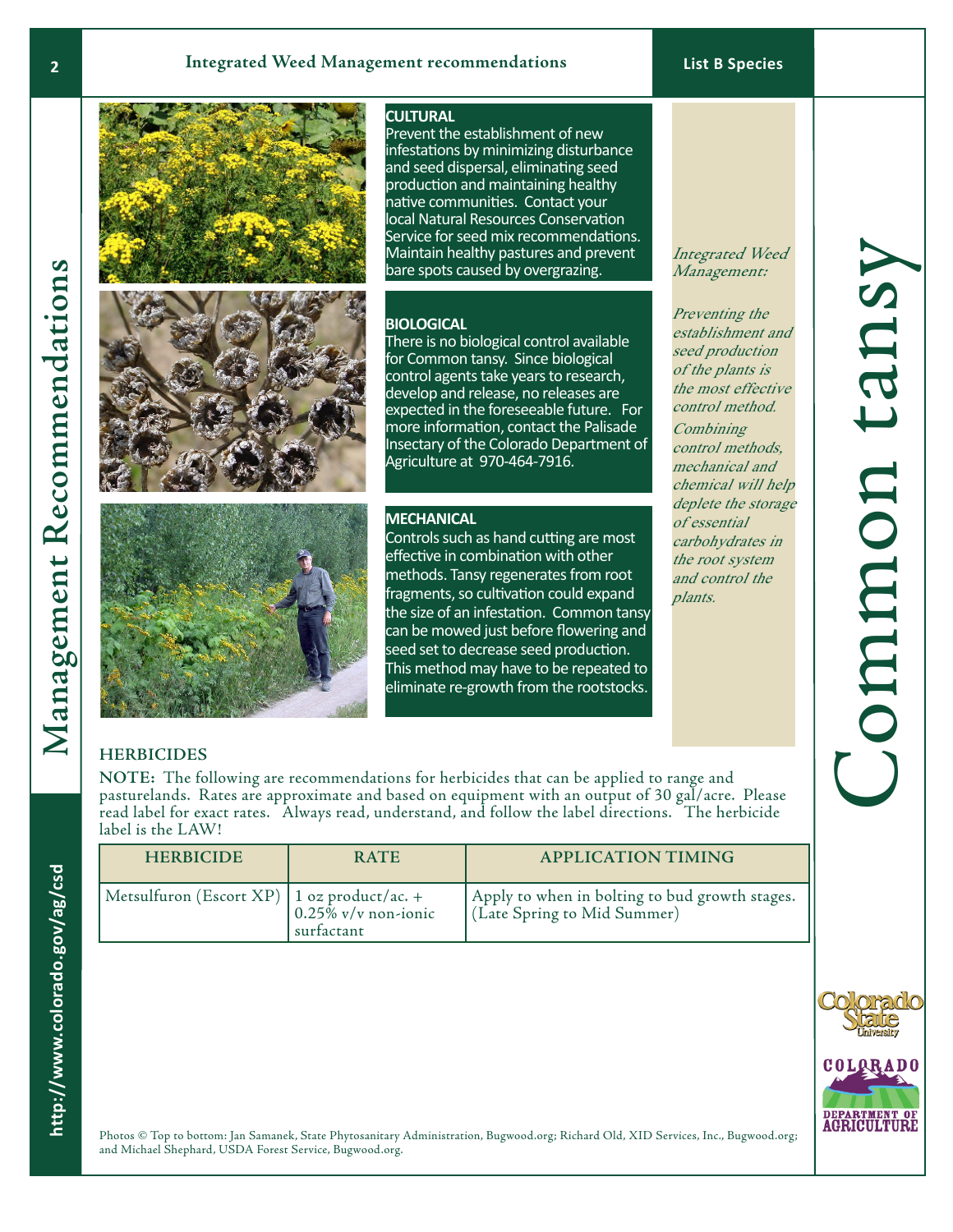# Integrated Weed Management recommendations

**List B Species**

# Common tansy

## CULTURAL

Prevent the establishment of new infestations by minimizing disturbance and seed dispersal, eliminating seed production and maintaining healthy native communities. Contact your local Natural Resources Conservation Service for seed mix recommendations. Maintain healthy pastures and prevent bare spots caused by overgrazing.

## BIOLOGICAL

There is no biological control available for Common tansy. Since biological control agents take years to research, develop and release, no releases are expected in the foreseeable future. For more information, contact the Palisade Insectary of the Colorado Department of Agriculture at 970-464-7916.

## MECHANICAL

Controls such as hand cutting are most effective in combination with other methods. Tansy regenerates from root fragments, so cultivation could expand the size of an infestation. Common tansy can be mowed just before flowering and seed set to decrease seed production. This method may have to be repeated to eliminate re-growth from the rootstocks.

*Integrated Weed Management:*

*Preventing the establishment and seed production of the plants is the most effective control method.*

*Combining control methods, mechanical and chemical will help deplete the storage of essential carbohydrates in the root system and control the plants.*

## HERBICIDES

**NOTE:** The following are recommendations for herbicides that can be applied to range and pasturelands. Rates are approximate and based on equipment with an output of 30 gal/acre. Please read label for exact rates. Always read, understand, and follow the label directions. The herbicide label is the LAW!

| HERBICIDE | RATE | APPLICATION TIMING |
|---|---|---|
| Metsulfuron (Escort XP) | 1 oz product/ac. + 0.25% v/v non-ionic surfactant | Apply to when in bolting to bud growth stages. (Late Spring to Mid Summer) |

Photos © Top to bottom: Jan Samanek, State Phytosanitary Administration, Bugwood.org; Richard Old, XID Services, Inc., Bugwood.org; and Michael Shephard, USDA Forest Service, Bugwood.org.